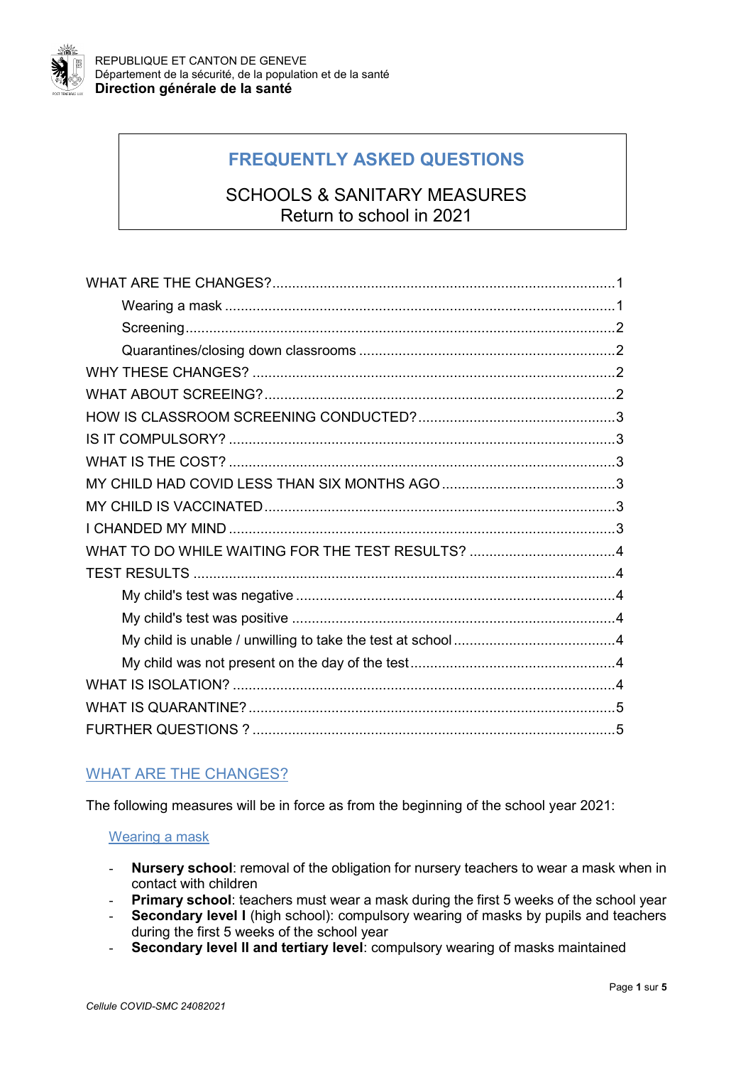REPUBLIQUE ET CANTON DE GENEVE
Département de la sécurité, de la population et de la santé
**Direction générale de la santé**

# FREQUENTLY ASKED QUESTIONS

SCHOOLS & SANITARY MEASURES
Return to school in 2021

WHAT ARE THE CHANGES? ....................................................................................... 1
- Wearing a mask ..................................................................................................... 1
- Screening ............................................................................................................... 2
- Quarantines/closing down classrooms .................................................................. 2

WHY THESE CHANGES? ........................................................................................... 2
WHAT ABOUT SCREEING? ........................................................................................ 2
HOW IS CLASSROOM SCREENING CONDUCTED? ................................................. 3
IS IT COMPULSORY? ................................................................................................. 3
WHAT IS THE COST? ................................................................................................. 3
MY CHILD HAD COVID LESS THAN SIX MONTHS AGO ........................................... 3
MY CHILD IS VACCINATED ........................................................................................ 3
I CHANDED MY MIND ................................................................................................. 3
WHAT TO DO WHILE WAITING FOR THE TEST RESULTS? ..................................... 4
TEST RESULTS .......................................................................................................... 4
- My child's test was negative ................................................................................... 4
- My child's test was positive ..................................................................................... 4
- My child is unable / unwilling to take the test at school ........................................... 4
- My child was not present on the day of the test ...................................................... 4

WHAT IS ISOLATION? ................................................................................................ 4
WHAT IS QUARANTINE? ............................................................................................ 5
FURTHER QUESTIONS ? ........................................................................................... 5

## WHAT ARE THE CHANGES?

The following measures will be in force as from the beginning of the school year 2021:

### Wearing a mask

- **Nursery school**: removal of the obligation for nursery teachers to wear a mask when in contact with children
- **Primary school**: teachers must wear a mask during the first 5 weeks of the school year
- **Secondary level I** (high school): compulsory wearing of masks by pupils and teachers during the first 5 weeks of the school year
- **Secondary level II and tertiary level**: compulsory wearing of masks maintained

*Cellule COVID-SMC 24082021*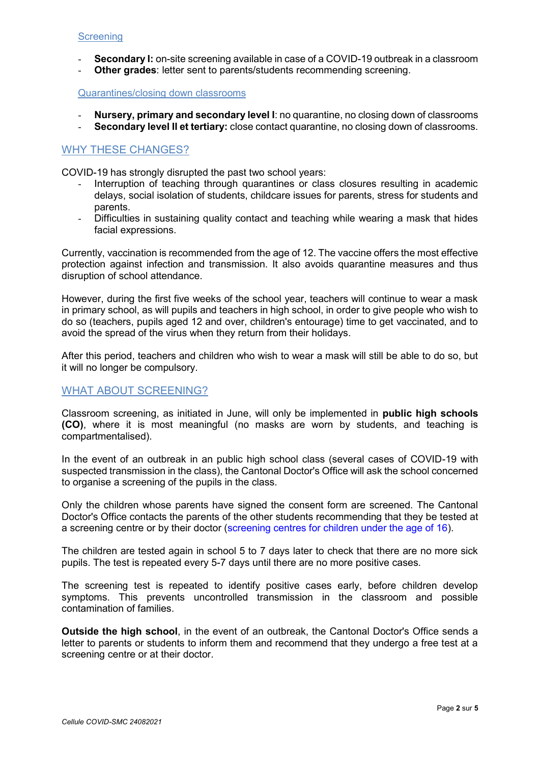### Screening

- **Secondary I:** on-site screening available in case of a COVID-19 outbreak in a classroom
- **Other grades**: letter sent to parents/students recommending screening.

### Quarantines/closing down classrooms

- **Nursery, primary and secondary level I**: no quarantine, no closing down of classrooms
- **Secondary level II et tertiary:** close contact quarantine, no closing down of classrooms.

## WHY THESE CHANGES?

COVID-19 has strongly disrupted the past two school years:

- Interruption of teaching through quarantines or class closures resulting in academic delays, social isolation of students, childcare issues for parents, stress for students and parents.
- Difficulties in sustaining quality contact and teaching while wearing a mask that hides facial expressions.

Currently, vaccination is recommended from the age of 12. The vaccine offers the most effective protection against infection and transmission. It also avoids quarantine measures and thus disruption of school attendance.

However, during the first five weeks of the school year, teachers will continue to wear a mask in primary school, as will pupils and teachers in high school, in order to give people who wish to do so (teachers, pupils aged 12 and over, children's entourage) time to get vaccinated, and to avoid the spread of the virus when they return from their holidays.

After this period, teachers and children who wish to wear a mask will still be able to do so, but it will no longer be compulsory.

## WHAT ABOUT SCREENING?

Classroom screening, as initiated in June, will only be implemented in **public high schools (CO)**, where it is most meaningful (no masks are worn by students, and teaching is compartmentalised).

In the event of an outbreak in an public high school class (several cases of COVID-19 with suspected transmission in the class), the Cantonal Doctor's Office will ask the school concerned to organise a screening of the pupils in the class.

Only the children whose parents have signed the consent form are screened. The Cantonal Doctor's Office contacts the parents of the other students recommending that they be tested at a screening centre or by their doctor (screening centres for children under the age of 16).

The children are tested again in school 5 to 7 days later to check that there are no more sick pupils. The test is repeated every 5-7 days until there are no more positive cases.

The screening test is repeated to identify positive cases early, before children develop symptoms. This prevents uncontrolled transmission in the classroom and possible contamination of families.

**Outside the high school**, in the event of an outbreak, the Cantonal Doctor's Office sends a letter to parents or students to inform them and recommend that they undergo a free test at a screening centre or at their doctor.

*Cellule COVID-SMC 24082021*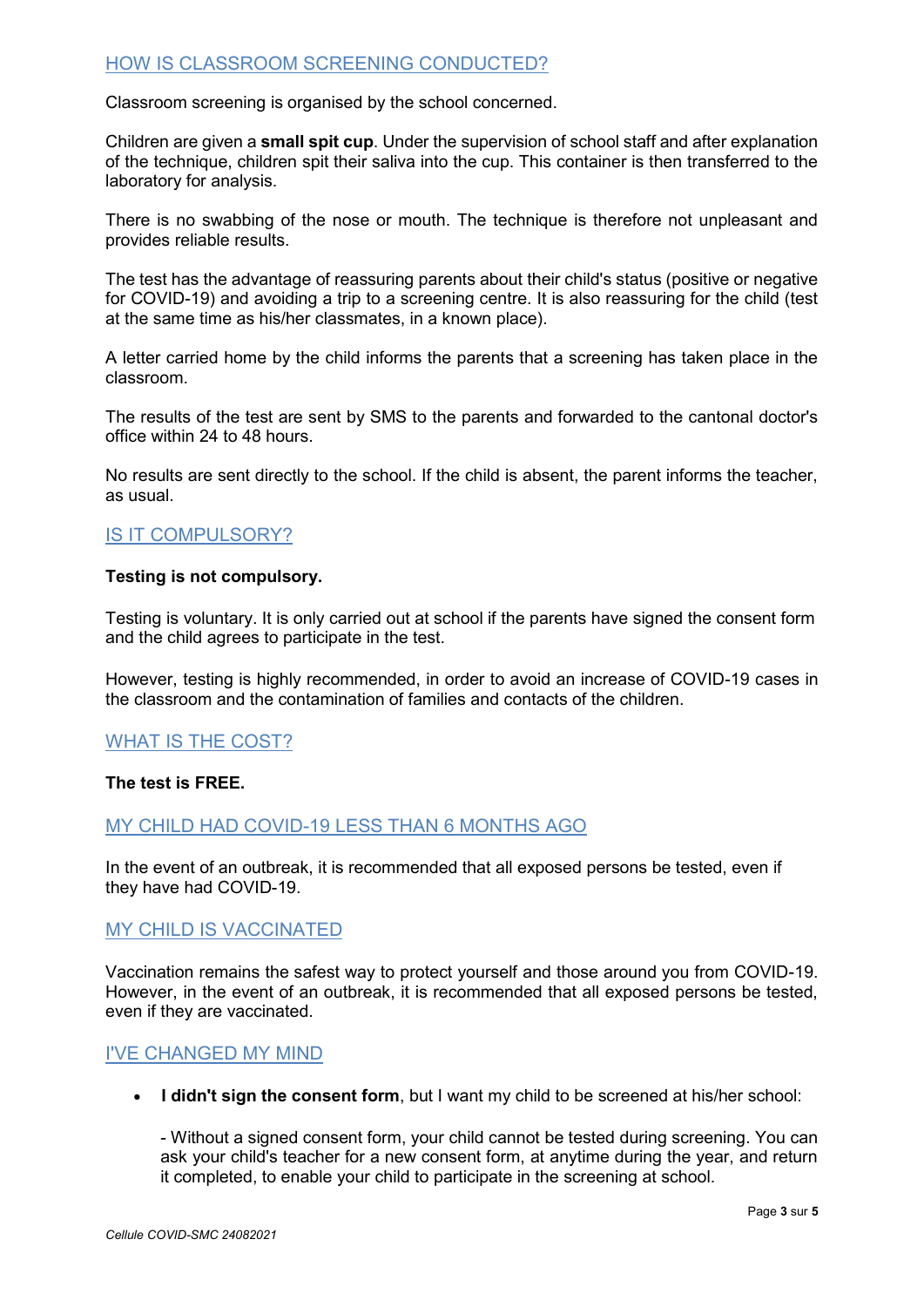## HOW IS CLASSROOM SCREENING CONDUCTED?

Classroom screening is organised by the school concerned.

Children are given a **small spit cup**. Under the supervision of school staff and after explanation of the technique, children spit their saliva into the cup. This container is then transferred to the laboratory for analysis.

There is no swabbing of the nose or mouth. The technique is therefore not unpleasant and provides reliable results.

The test has the advantage of reassuring parents about their child's status (positive or negative for COVID-19) and avoiding a trip to a screening centre. It is also reassuring for the child (test at the same time as his/her classmates, in a known place).

A letter carried home by the child informs the parents that a screening has taken place in the classroom.

The results of the test are sent by SMS to the parents and forwarded to the cantonal doctor's office within 24 to 48 hours.

No results are sent directly to the school. If the child is absent, the parent informs the teacher, as usual.

## IS IT COMPULSORY?

**Testing is not compulsory.**

Testing is voluntary. It is only carried out at school if the parents have signed the consent form and the child agrees to participate in the test.

However, testing is highly recommended, in order to avoid an increase of COVID-19 cases in the classroom and the contamination of families and contacts of the children.

## WHAT IS THE COST?

**The test is FREE.**

## MY CHILD HAD COVID-19 LESS THAN 6 MONTHS AGO

In the event of an outbreak, it is recommended that all exposed persons be tested, even if they have had COVID-19.

## MY CHILD IS VACCINATED

Vaccination remains the safest way to protect yourself and those around you from COVID-19. However, in the event of an outbreak, it is recommended that all exposed persons be tested, even if they are vaccinated.

## I'VE CHANGED MY MIND

- **I didn't sign the consent form**, but I want my child to be screened at his/her school:

  - Without a signed consent form, your child cannot be tested during screening. You can ask your child's teacher for a new consent form, at anytime during the year, and return it completed, to enable your child to participate in the screening at school.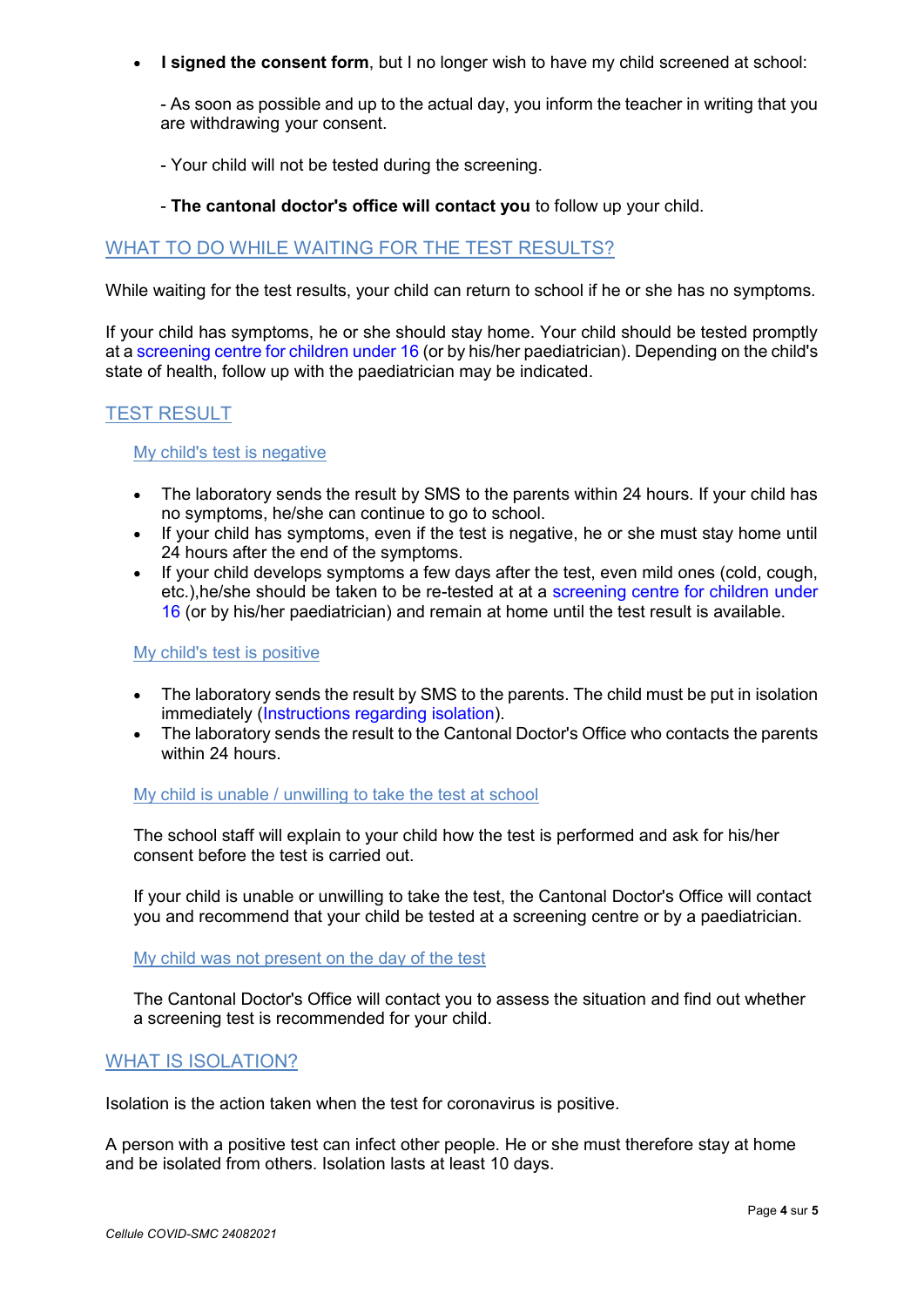- **I signed the consent form**, but I no longer wish to have my child screened at school:

  - As soon as possible and up to the actual day, you inform the teacher in writing that you are withdrawing your consent.

  - Your child will not be tested during the screening.

  - **The cantonal doctor's office will contact you** to follow up your child.

## WHAT TO DO WHILE WAITING FOR THE TEST RESULTS?

While waiting for the test results, your child can return to school if he or she has no symptoms.

If your child has symptoms, he or she should stay home. Your child should be tested promptly at a screening centre for children under 16 (or by his/her paediatrician). Depending on the child's state of health, follow up with the paediatrician may be indicated.

## TEST RESULT

### My child's test is negative

- The laboratory sends the result by SMS to the parents within 24 hours. If your child has no symptoms, he/she can continue to go to school.
- If your child has symptoms, even if the test is negative, he or she must stay home until 24 hours after the end of the symptoms.
- If your child develops symptoms a few days after the test, even mild ones (cold, cough, etc.),he/she should be taken to be re-tested at at a screening centre for children under 16 (or by his/her paediatrician) and remain at home until the test result is available.

### My child's test is positive

- The laboratory sends the result by SMS to the parents. The child must be put in isolation immediately (Instructions regarding isolation).
- The laboratory sends the result to the Cantonal Doctor's Office who contacts the parents within 24 hours.

### My child is unable / unwilling to take the test at school

The school staff will explain to your child how the test is performed and ask for his/her consent before the test is carried out.

If your child is unable or unwilling to take the test, the Cantonal Doctor's Office will contact you and recommend that your child be tested at a screening centre or by a paediatrician.

### My child was not present on the day of the test

The Cantonal Doctor's Office will contact you to assess the situation and find out whether a screening test is recommended for your child.

## WHAT IS ISOLATION?

Isolation is the action taken when the test for coronavirus is positive.

A person with a positive test can infect other people. He or she must therefore stay at home and be isolated from others. Isolation lasts at least 10 days.

*Cellule COVID-SMC 24082021*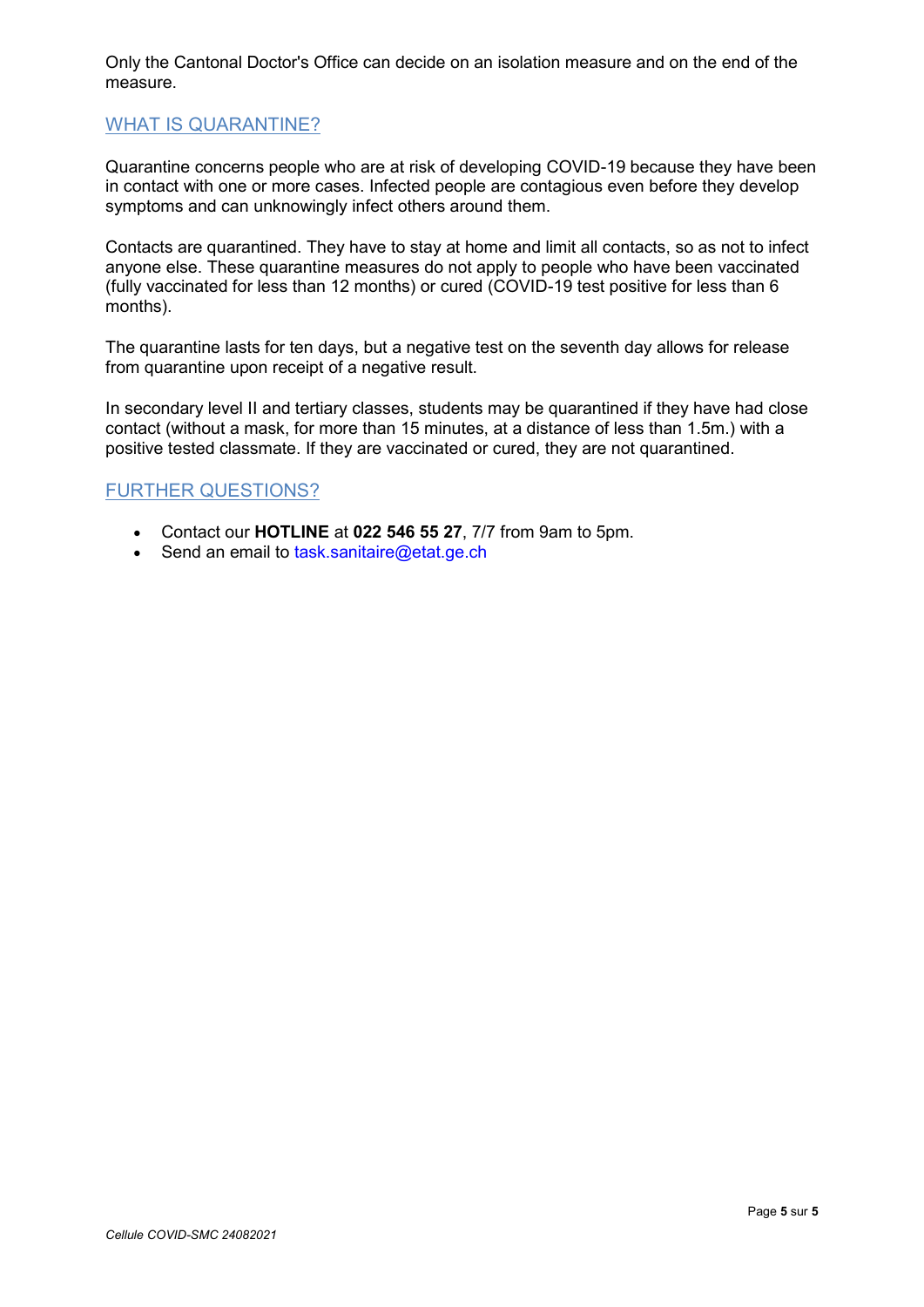Only the Cantonal Doctor's Office can decide on an isolation measure and on the end of the measure.

## WHAT IS QUARANTINE?

Quarantine concerns people who are at risk of developing COVID-19 because they have been in contact with one or more cases. Infected people are contagious even before they develop symptoms and can unknowingly infect others around them.

Contacts are quarantined. They have to stay at home and limit all contacts, so as not to infect anyone else. These quarantine measures do not apply to people who have been vaccinated (fully vaccinated for less than 12 months) or cured (COVID-19 test positive for less than 6 months).

The quarantine lasts for ten days, but a negative test on the seventh day allows for release from quarantine upon receipt of a negative result.

In secondary level II and tertiary classes, students may be quarantined if they have had close contact (without a mask, for more than 15 minutes, at a distance of less than 1.5m.) with a positive tested classmate. If they are vaccinated or cured, they are not quarantined.

## FURTHER QUESTIONS?

- Contact our **HOTLINE** at **022 546 55 27**, 7/7 from 9am to 5pm.
- Send an email to task.sanitaire@etat.ge.ch